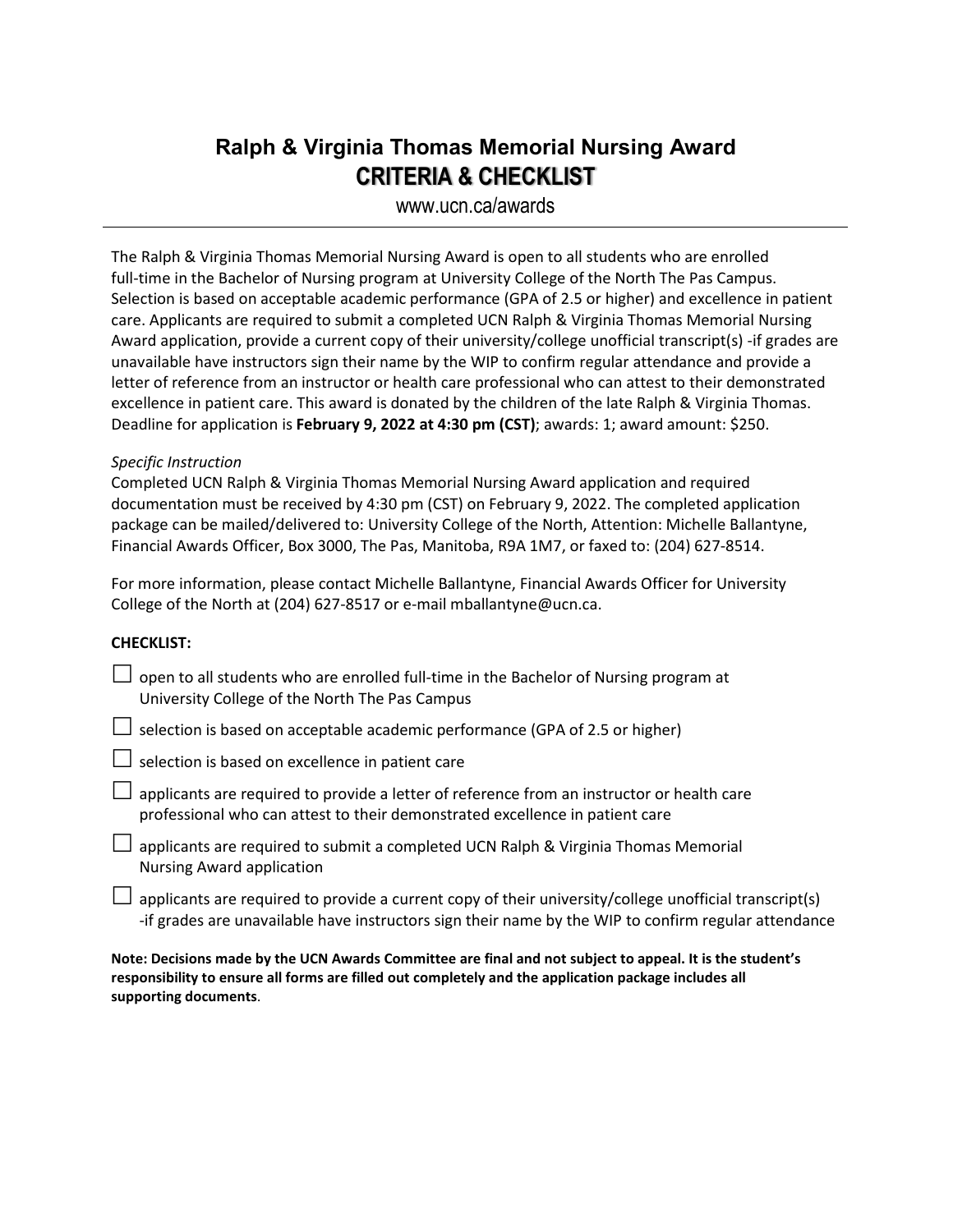# Ralph & Virginia Thomas Memorial Nursing Award

## CRITERIA & CHECKLIST

www.ucn.ca/awards

---

The Ralph & Virginia Thomas Memorial Nursing Award is open to all students who are enrolled full-time in the Bachelor of Nursing program at University College of the North The Pas Campus. Selection is based on acceptable academic performance (GPA of 2.5 or higher) and excellence in patient care. Applicants are required to submit a completed UCN Ralph & Virginia Thomas Memorial Nursing Award application, provide a current copy of their university/college unofficial transcript(s) -if grades are unavailable have instructors sign their name by the WIP to confirm regular attendance and provide a letter of reference from an instructor or health care professional who can attest to their demonstrated excellence in patient care. This award is donated by the children of the late Ralph & Virginia Thomas. Deadline for application is **February 9, 2022 at 4:30 pm (CST)**; awards: 1; award amount: $250.

*Specific Instruction*

Completed UCN Ralph & Virginia Thomas Memorial Nursing Award application and required documentation must be received by 4:30 pm (CST) on February 9, 2022. The completed application package can be mailed/delivered to: University College of the North, Attention: Michelle Ballantyne, Financial Awards Officer, Box 3000, The Pas, Manitoba, R9A 1M7, or faxed to: (204) 627-8514.

For more information, please contact Michelle Ballantyne, Financial Awards Officer for University College of the North at (204) 627-8517 or e-mail mballantyne@ucn.ca.

**CHECKLIST:**

- ☐ open to all students who are enrolled full-time in the Bachelor of Nursing program at University College of the North The Pas Campus
- ☐ selection is based on acceptable academic performance (GPA of 2.5 or higher)
- ☐ selection is based on excellence in patient care
- ☐ applicants are required to provide a letter of reference from an instructor or health care professional who can attest to their demonstrated excellence in patient care
- ☐ applicants are required to submit a completed UCN Ralph & Virginia Thomas Memorial Nursing Award application
- ☐ applicants are required to provide a current copy of their university/college unofficial transcript(s) -if grades are unavailable have instructors sign their name by the WIP to confirm regular attendance

**Note: Decisions made by the UCN Awards Committee are final and not subject to appeal. It is the student's responsibility to ensure all forms are filled out completely and the application package includes all supporting documents**.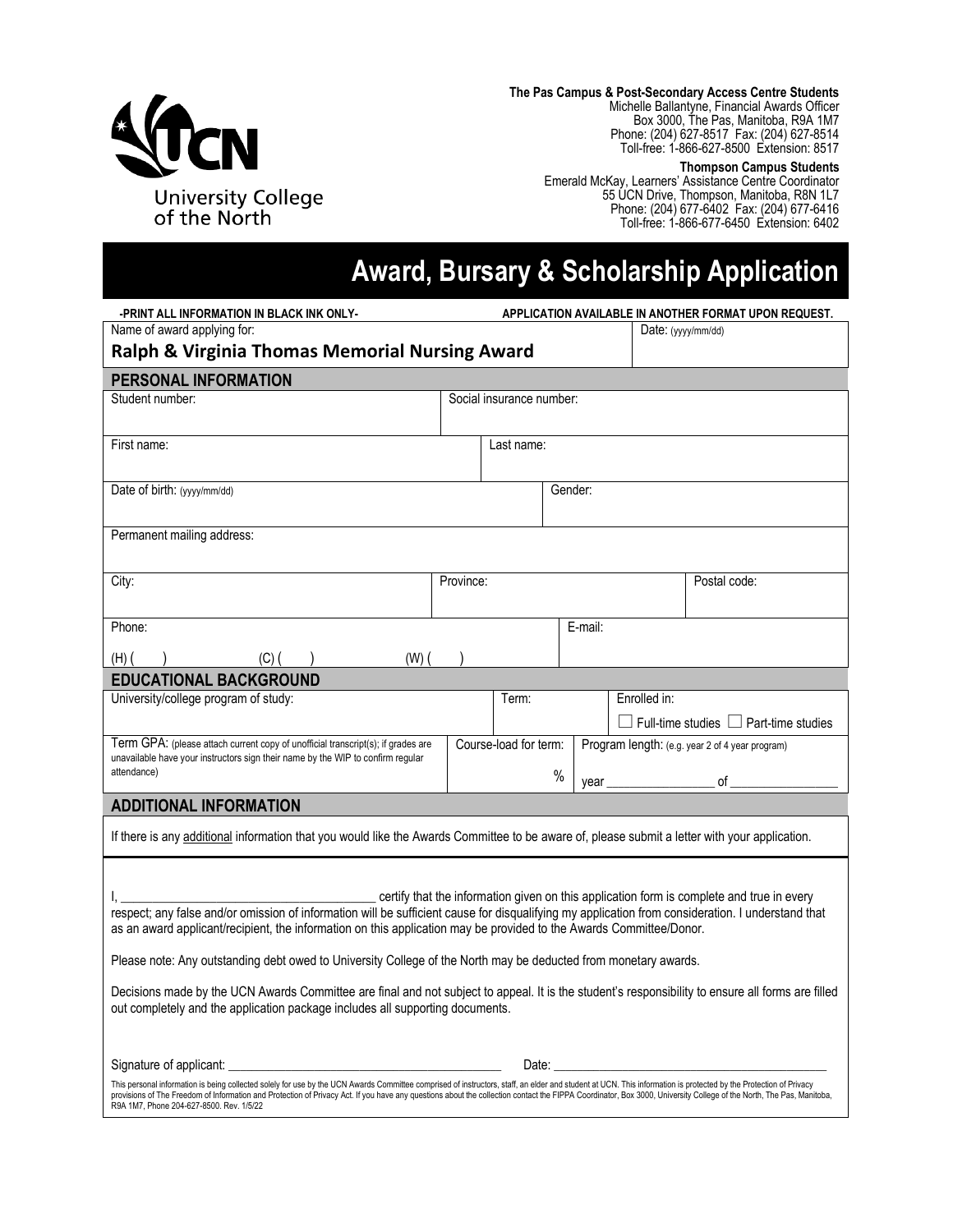**The Pas Campus & Post-Secondary Access Centre Students**
Michelle Ballantyne, Financial Awards Officer
Box 3000, The Pas, Manitoba, R9A 1M7
Phone: (204) 627-8517 Fax: (204) 627-8514
Toll-free: 1-866-627-8500 Extension: 8517

**Thompson Campus Students**
Emerald McKay, Learners' Assistance Centre Coordinator
55 UCN Drive, Thompson, Manitoba, R8N 1L7
Phone: (204) 677-6402 Fax: (204) 677-6416
Toll-free: 1-866-677-6450 Extension: 6402

University College of the North

# Award, Bursary & Scholarship Application

**-PRINT ALL INFORMATION IN BLACK INK ONLY-** **APPLICATION AVAILABLE IN ANOTHER FORMAT UPON REQUEST.**

| Name of award applying for: | Date: (yyyy/mm/dd) |
|---|---|
| **Ralph & Virginia Thomas Memorial Nursing Award** | |

## PERSONAL INFORMATION

| | |
|---|---|
| Student number: | Social insurance number: |
| First name: | Last name: |
| Date of birth: (yyyy/mm/dd) | Gender: |
| Permanent mailing address: | |

| | | |
|---|---|---|
| City: | Province: | Postal code: |

| | |
|---|---|
| Phone: (H) (   ) (C) (   ) (W) (   ) | E-mail: |

## EDUCATIONAL BACKGROUND

| | | |
|---|---|---|
| University/college program of study: | Term: | Enrolled in: ☐ Full-time studies ☐ Part-time studies |
| Term GPA: (please attach current copy of unofficial transcript(s); if grades are unavailable have your instructors sign their name by the WIP to confirm regular attendance) | Course-load for term: % | Program length: (e.g. year 2 of 4 year program) year ________ of ________ |

## ADDITIONAL INFORMATION

If there is any additional information that you would like the Awards Committee to be aware of, please submit a letter with your application.

I, ______________________________ certify that the information given on this application form is complete and true in every respect; any false and/or omission of information will be sufficient cause for disqualifying my application from consideration. I understand that as an award applicant/recipient, the information on this application may be provided to the Awards Committee/Donor.

Please note: Any outstanding debt owed to University College of the North may be deducted from monetary awards.

Decisions made by the UCN Awards Committee are final and not subject to appeal. It is the student's responsibility to ensure all forms are filled out completely and the application package includes all supporting documents.

Signature of applicant: ______________________________ Date: ______________________________

This personal information is being collected solely for use by the UCN Awards Committee comprised of instructors, staff, an elder and student at UCN. This information is protected by the Protection of Privacy provisions of The Freedom of Information and Protection of Privacy Act. If you have any questions about the collection contact the FIPPA Coordinator, Box 3000, University College of the North, The Pas, Manitoba, R9A 1M7, Phone 204-627-8500. Rev. 1/5/22